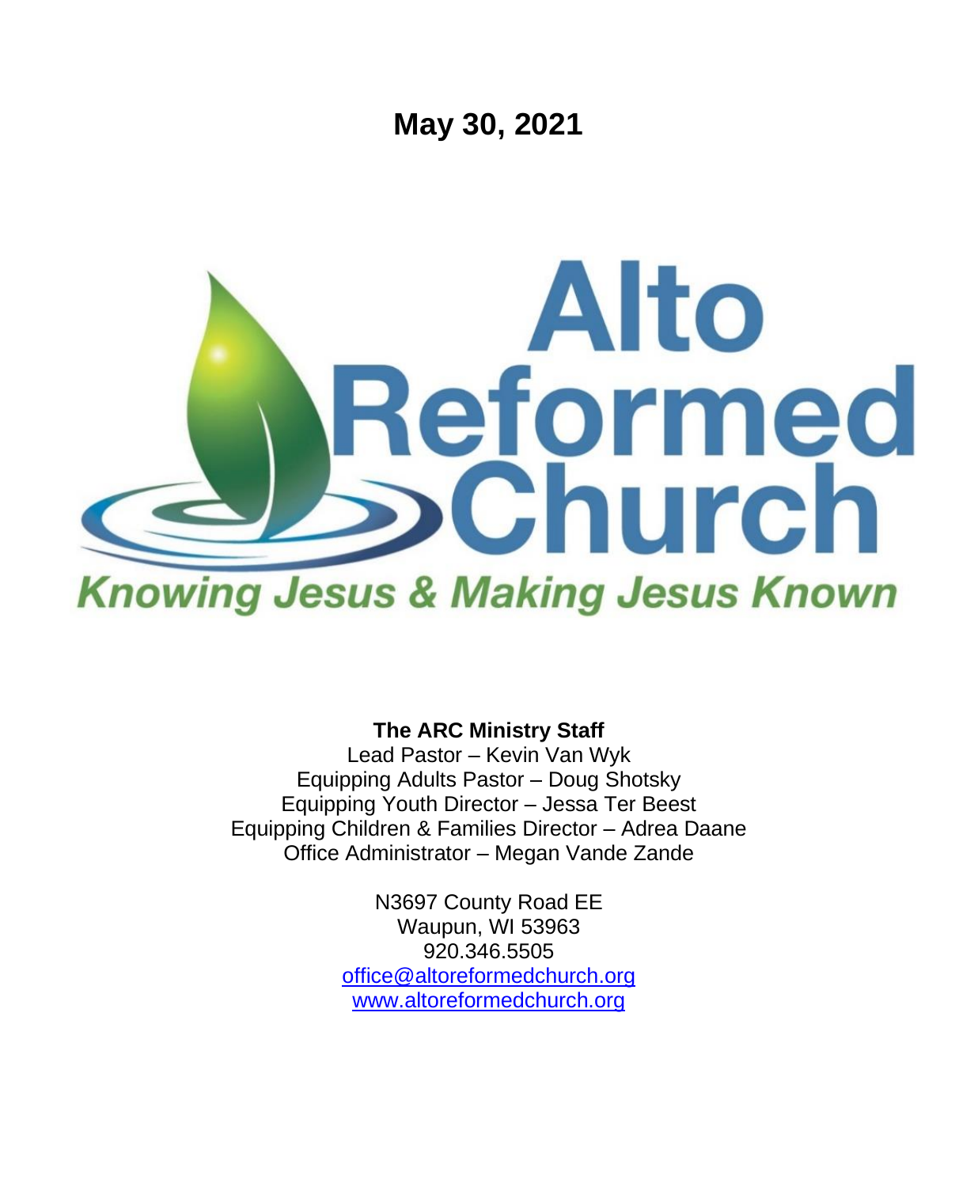# May 30, 2021

# Alto Reformed Church

*Knowing Jesus & Making Jesus Known*

**The ARC Ministry Staff**

Lead Pastor – Kevin Van Wyk
Equipping Adults Pastor – Doug Shotsky
Equipping Youth Director – Jessa Ter Beest
Equipping Children & Families Director – Adrea Daane
Office Administrator – Megan Vande Zande

N3697 County Road EE
Waupun, WI 53963
920.346.5505
office@altoreformedchurch.org
www.altoreformedchurch.org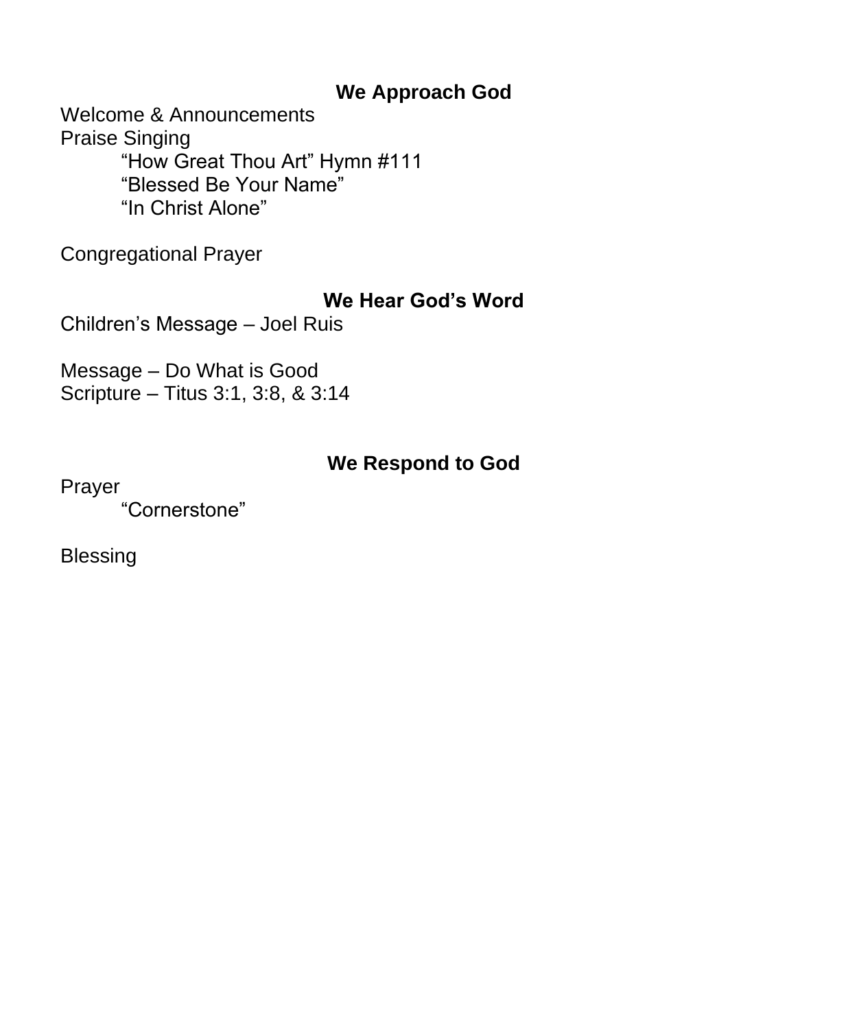## We Approach God

Welcome & Announcements
Praise Singing

- “How Great Thou Art” Hymn #111
- “Blessed Be Your Name”
- “In Christ Alone”

Congregational Prayer

## We Hear God’s Word

Children’s Message – Joel Ruis

Message – Do What is Good
Scripture – Titus 3:1, 3:8, & 3:14

## We Respond to God

Prayer

- “Cornerstone”

Blessing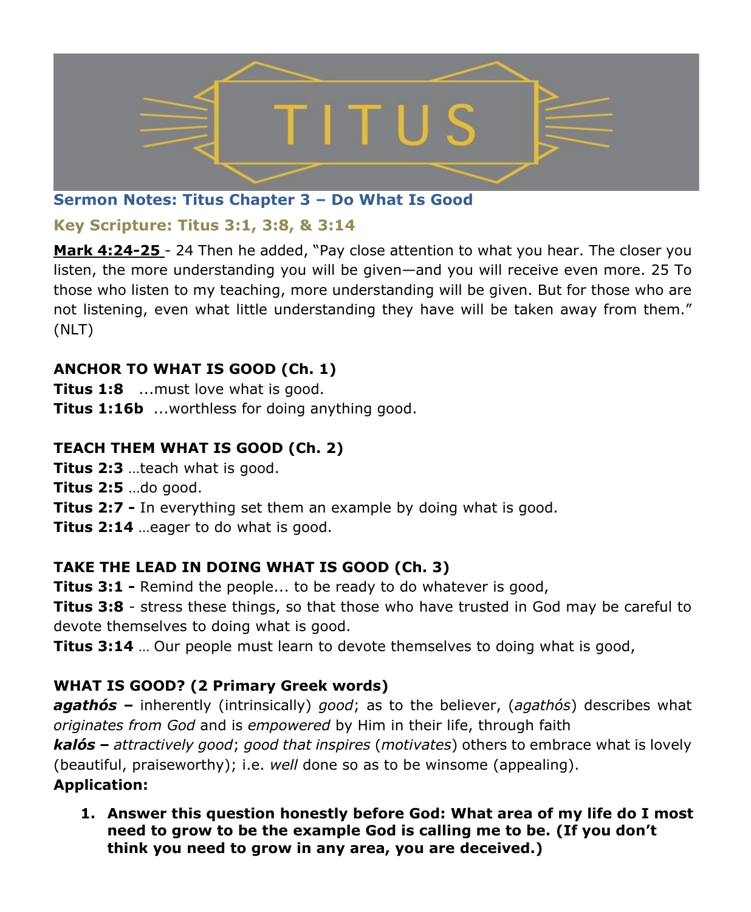TITUS

## Sermon Notes: Titus Chapter 3 – Do What Is Good

### Key Scripture: Titus 3:1, 3:8, & 3:14

**Mark 4:24-25** - 24 Then he added, "Pay close attention to what you hear. The closer you listen, the more understanding you will be given—and you will receive even more. 25 To those who listen to my teaching, more understanding will be given. But for those who are not listening, even what little understanding they have will be taken away from them." (NLT)

**ANCHOR TO WHAT IS GOOD (Ch. 1)**
**Titus 1:8** ...must love what is good.
**Titus 1:16b** ...worthless for doing anything good.

**TEACH THEM WHAT IS GOOD (Ch. 2)**
**Titus 2:3** …teach what is good.
**Titus 2:5** …do good.
**Titus 2:7 -** In everything set them an example by doing what is good.
**Titus 2:14** …eager to do what is good.

**TAKE THE LEAD IN DOING WHAT IS GOOD (Ch. 3)**
**Titus 3:1 -** Remind the people... to be ready to do whatever is good,
**Titus 3:8** - stress these things, so that those who have trusted in God may be careful to devote themselves to doing what is good.
**Titus 3:14** … Our people must learn to devote themselves to doing what is good,

**WHAT IS GOOD? (2 Primary Greek words)**
***agathós* –** inherently (intrinsically) *good*; as to the believer, (*agathós*) describes what *originates from God* and is *empowered* by Him in their life, through faith
***kalós* –** *attractively good*; *good that inspires* (*motivates*) others to embrace what is lovely (beautiful, praiseworthy); i.e. *well* done so as to be winsome (appealing).
**Application:**

1. **Answer this question honestly before God: What area of my life do I most need to grow to be the example God is calling me to be. (If you don't think you need to grow in any area, you are deceived.)**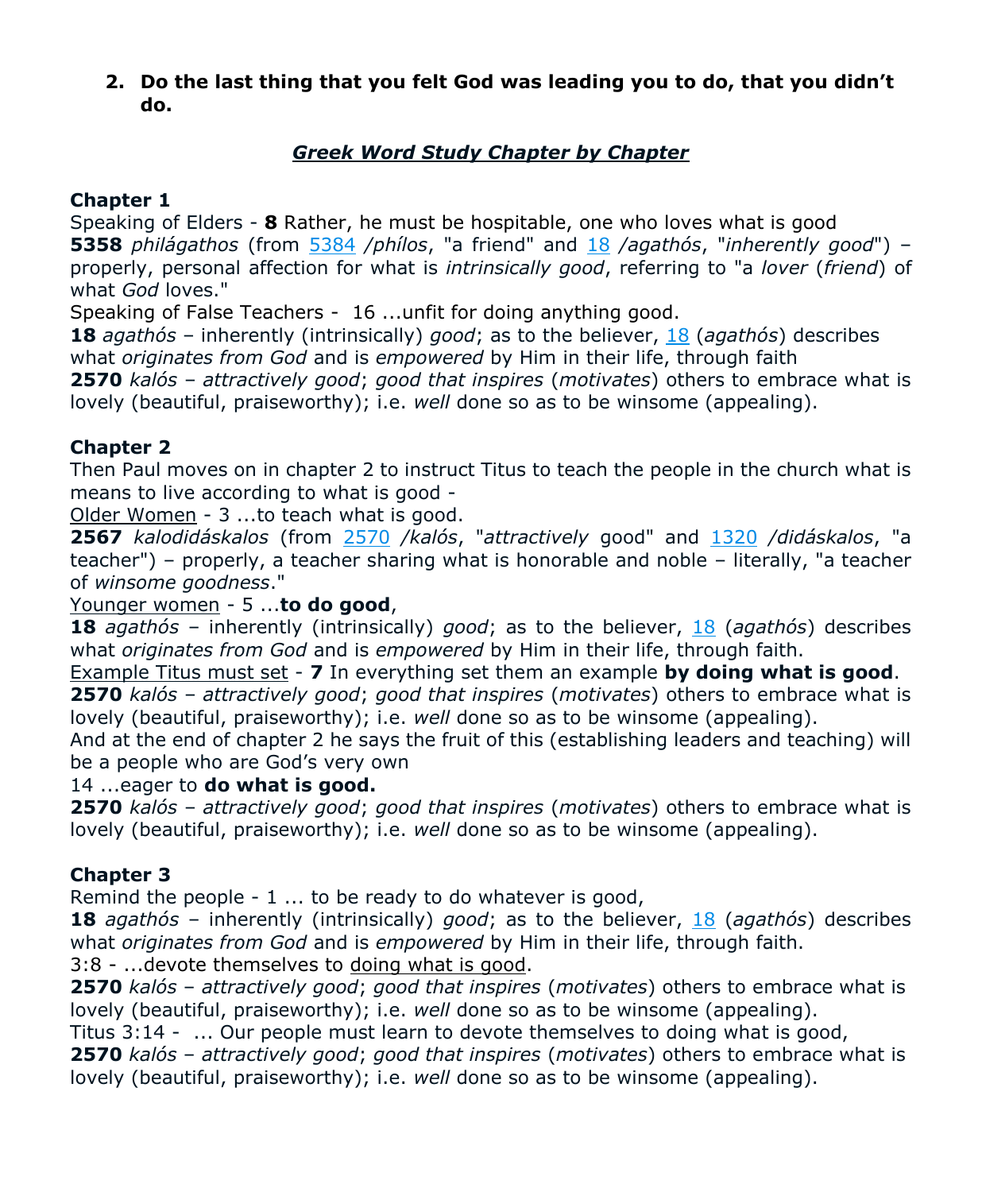2. **Do the last thing that you felt God was leading you to do, that you didn't do.**

## ***Greek Word Study Chapter by Chapter***

### Chapter 1

Speaking of Elders - **8** Rather, he must be hospitable, one who loves what is good
**5358** *philágathos* (from 5384 */phílos*, "a friend" and 18 */agathós*, "*inherently good*") – properly, personal affection for what is *intrinsically good*, referring to "a *lover* (*friend*) of what *God* loves."
Speaking of False Teachers - 16 ...unfit for doing anything good.
**18** *agathós* – inherently (intrinsically) *good*; as to the believer, 18 (*agathós*) describes what *originates from God* and is *empowered* by Him in their life, through faith
**2570** *kalós* – *attractively good*; *good that inspires* (*motivates*) others to embrace what is lovely (beautiful, praiseworthy); i.e. *well* done so as to be winsome (appealing).

### Chapter 2

Then Paul moves on in chapter 2 to instruct Titus to teach the people in the church what is means to live according to what is good -
Older Women - 3 ...to teach what is good.
**2567** *kalodidáskalos* (from 2570 */kalós*, "*attractively* good" and 1320 */didáskalos*, "a teacher") – properly, a teacher sharing what is honorable and noble – literally, "a teacher of *winsome goodness*."
Younger women - 5 ...**to do good**,
**18** *agathós* – inherently (intrinsically) *good*; as to the believer, 18 (*agathós*) describes what *originates from God* and is *empowered* by Him in their life, through faith.
Example Titus must set - **7** In everything set them an example **by doing what is good**.
**2570** *kalós* – *attractively good*; *good that inspires* (*motivates*) others to embrace what is lovely (beautiful, praiseworthy); i.e. *well* done so as to be winsome (appealing).
And at the end of chapter 2 he says the fruit of this (establishing leaders and teaching) will be a people who are God's very own
14 ...eager to **do what is good.**
**2570** *kalós* – *attractively good*; *good that inspires* (*motivates*) others to embrace what is lovely (beautiful, praiseworthy); i.e. *well* done so as to be winsome (appealing).

### Chapter 3

Remind the people - 1 ... to be ready to do whatever is good,
**18** *agathós* – inherently (intrinsically) *good*; as to the believer, 18 (*agathós*) describes what *originates from God* and is *empowered* by Him in their life, through faith.
3:8 - ...devote themselves to doing what is good.
**2570** *kalós* – *attractively good*; *good that inspires* (*motivates*) others to embrace what is lovely (beautiful, praiseworthy); i.e. *well* done so as to be winsome (appealing).
Titus 3:14 - ... Our people must learn to devote themselves to doing what is good,
**2570** *kalós* – *attractively good*; *good that inspires* (*motivates*) others to embrace what is lovely (beautiful, praiseworthy); i.e. *well* done so as to be winsome (appealing).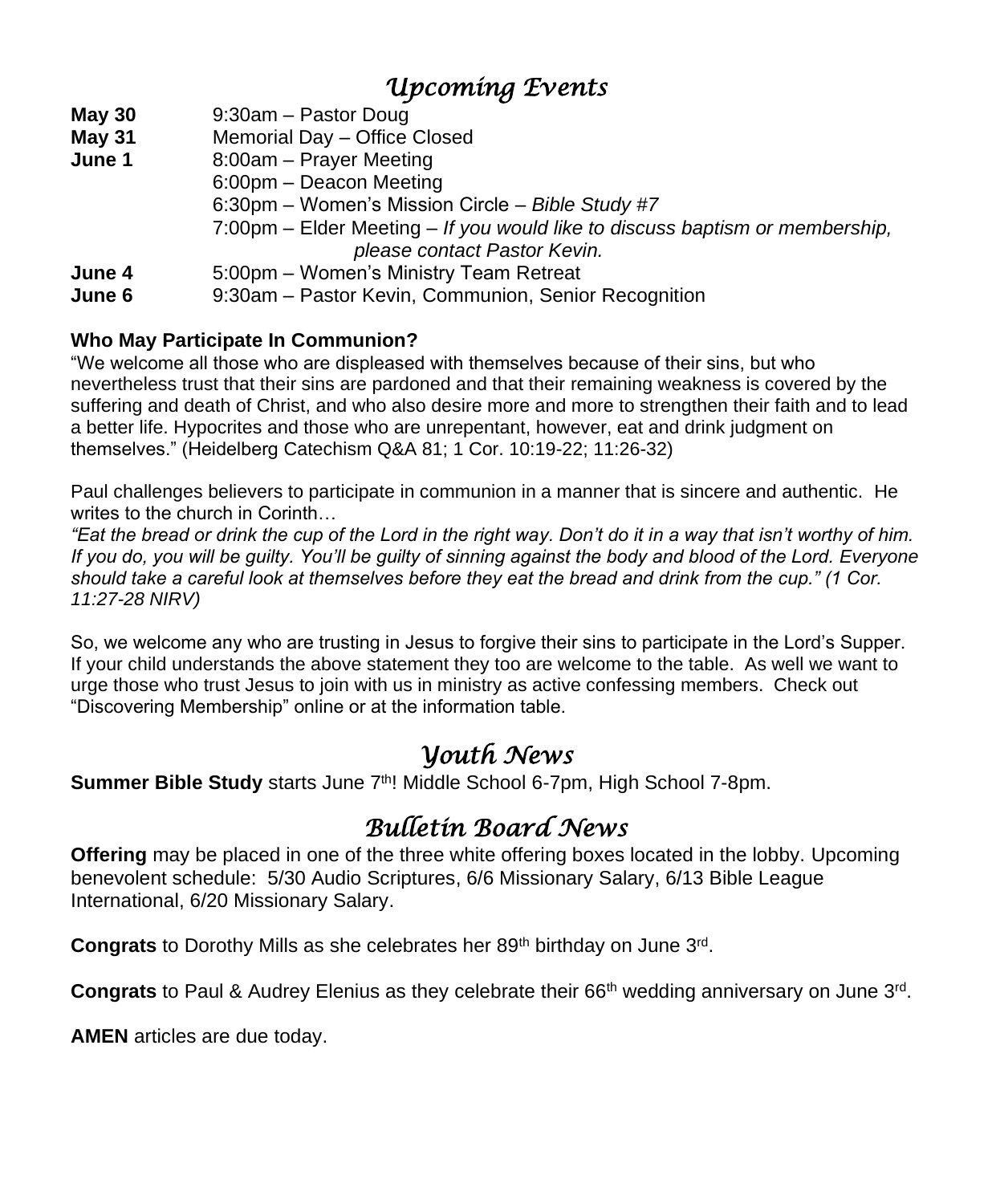# *Upcoming Events*

| | |
|---|---|
| **May 30** | 9:30am – Pastor Doug |
| **May 31** | Memorial Day – Office Closed |
| **June 1** | 8:00am – Prayer Meeting |
| | 6:00pm – Deacon Meeting |
| | 6:30pm – Women's Mission Circle – *Bible Study #7* |
| | 7:00pm – Elder Meeting – *If you would like to discuss baptism or membership, please contact Pastor Kevin.* |
| **June 4** | 5:00pm – Women's Ministry Team Retreat |
| **June 6** | 9:30am – Pastor Kevin, Communion, Senior Recognition |

**Who May Participate In Communion?**

"We welcome all those who are displeased with themselves because of their sins, but who nevertheless trust that their sins are pardoned and that their remaining weakness is covered by the suffering and death of Christ, and who also desire more and more to strengthen their faith and to lead a better life. Hypocrites and those who are unrepentant, however, eat and drink judgment on themselves." (Heidelberg Catechism Q&A 81; 1 Cor. 10:19-22; 11:26-32)

Paul challenges believers to participate in communion in a manner that is sincere and authentic. He writes to the church in Corinth…

*"Eat the bread or drink the cup of the Lord in the right way. Don't do it in a way that isn't worthy of him. If you do, you will be guilty. You'll be guilty of sinning against the body and blood of the Lord. Everyone should take a careful look at themselves before they eat the bread and drink from the cup." (1 Cor. 11:27-28 NIRV)*

So, we welcome any who are trusting in Jesus to forgive their sins to participate in the Lord's Supper. If your child understands the above statement they too are welcome to the table. As well we want to urge those who trust Jesus to join with us in ministry as active confessing members. Check out "Discovering Membership" online or at the information table.

# *Youth News*

**Summer Bible Study** starts June 7th! Middle School 6-7pm, High School 7-8pm.

# *Bulletin Board News*

**Offering** may be placed in one of the three white offering boxes located in the lobby. Upcoming benevolent schedule: 5/30 Audio Scriptures, 6/6 Missionary Salary, 6/13 Bible League International, 6/20 Missionary Salary.

**Congrats** to Dorothy Mills as she celebrates her 89th birthday on June 3rd.

**Congrats** to Paul & Audrey Elenius as they celebrate their 66th wedding anniversary on June 3rd.

**AMEN** articles are due today.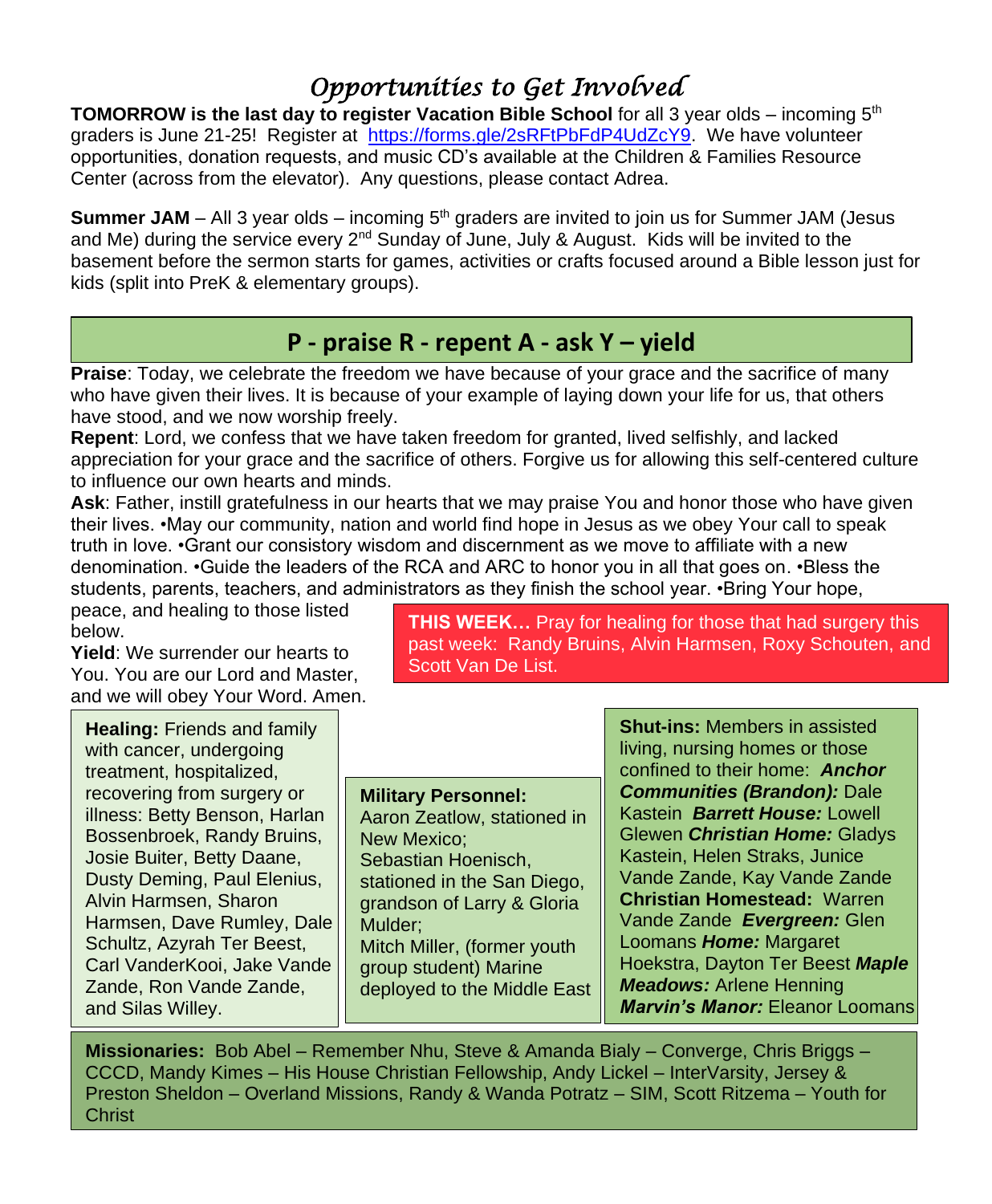# *Opportunities to Get Involved*

**TOMORROW is the last day to register Vacation Bible School** for all 3 year olds – incoming 5th graders is June 21-25! Register at https://forms.gle/2sRFtPbFdP4UdZcY9. We have volunteer opportunities, donation requests, and music CD's available at the Children & Families Resource Center (across from the elevator). Any questions, please contact Adrea.

**Summer JAM** – All 3 year olds – incoming 5th graders are invited to join us for Summer JAM (Jesus and Me) during the service every 2nd Sunday of June, July & August. Kids will be invited to the basement before the sermon starts for games, activities or crafts focused around a Bible lesson just for kids (split into PreK & elementary groups).

## P - praise R - repent A - ask Y – yield

**Praise**: Today, we celebrate the freedom we have because of your grace and the sacrifice of many who have given their lives. It is because of your example of laying down your life for us, that others have stood, and we now worship freely.

**Repent**: Lord, we confess that we have taken freedom for granted, lived selfishly, and lacked appreciation for your grace and the sacrifice of others. Forgive us for allowing this self-centered culture to influence our own hearts and minds.

**Ask**: Father, instill gratefulness in our hearts that we may praise You and honor those who have given their lives. •May our community, nation and world find hope in Jesus as we obey Your call to speak truth in love. •Grant our consistory wisdom and discernment as we move to affiliate with a new denomination. •Guide the leaders of the RCA and ARC to honor you in all that goes on. •Bless the students, parents, teachers, and administrators as they finish the school year. •Bring Your hope, peace, and healing to those listed below.

**Yield**: We surrender our hearts to You. You are our Lord and Master, and we will obey Your Word. Amen.

**THIS WEEK…** Pray for healing for those that had surgery this past week: Randy Bruins, Alvin Harmsen, Roxy Schouten, and Scott Van De List.

**Healing:** Friends and family with cancer, undergoing treatment, hospitalized, recovering from surgery or illness: Betty Benson, Harlan Bossenbroek, Randy Bruins, Josie Buiter, Betty Daane, Dusty Deming, Paul Elenius, Alvin Harmsen, Sharon Harmsen, Dave Rumley, Dale Schultz, Azyrah Ter Beest, Carl VanderKooi, Jake Vande Zande, Ron Vande Zande, and Silas Willey.

**Military Personnel:** Aaron Zeatlow, stationed in New Mexico; Sebastian Hoenisch, stationed in the San Diego, grandson of Larry & Gloria Mulder; Mitch Miller, (former youth group student) Marine deployed to the Middle East

**Shut-ins:** Members in assisted living, nursing homes or those confined to their home: ***Anchor Communities (Brandon):*** Dale Kastein ***Barrett House:*** Lowell Glewen ***Christian Home:*** Gladys Kastein, Helen Straks, Junice Vande Zande, Kay Vande Zande **Christian Homestead:** Warren Vande Zande ***Evergreen:*** Glen Loomans ***Home:*** Margaret Hoekstra, Dayton Ter Beest ***Maple Meadows:*** Arlene Henning ***Marvin's Manor:*** Eleanor Loomans

**Missionaries:** Bob Abel – Remember Nhu, Steve & Amanda Bialy – Converge, Chris Briggs – CCCD, Mandy Kimes – His House Christian Fellowship, Andy Lickel – InterVarsity, Jersey & Preston Sheldon – Overland Missions, Randy & Wanda Potratz – SIM, Scott Ritzema – Youth for Christ